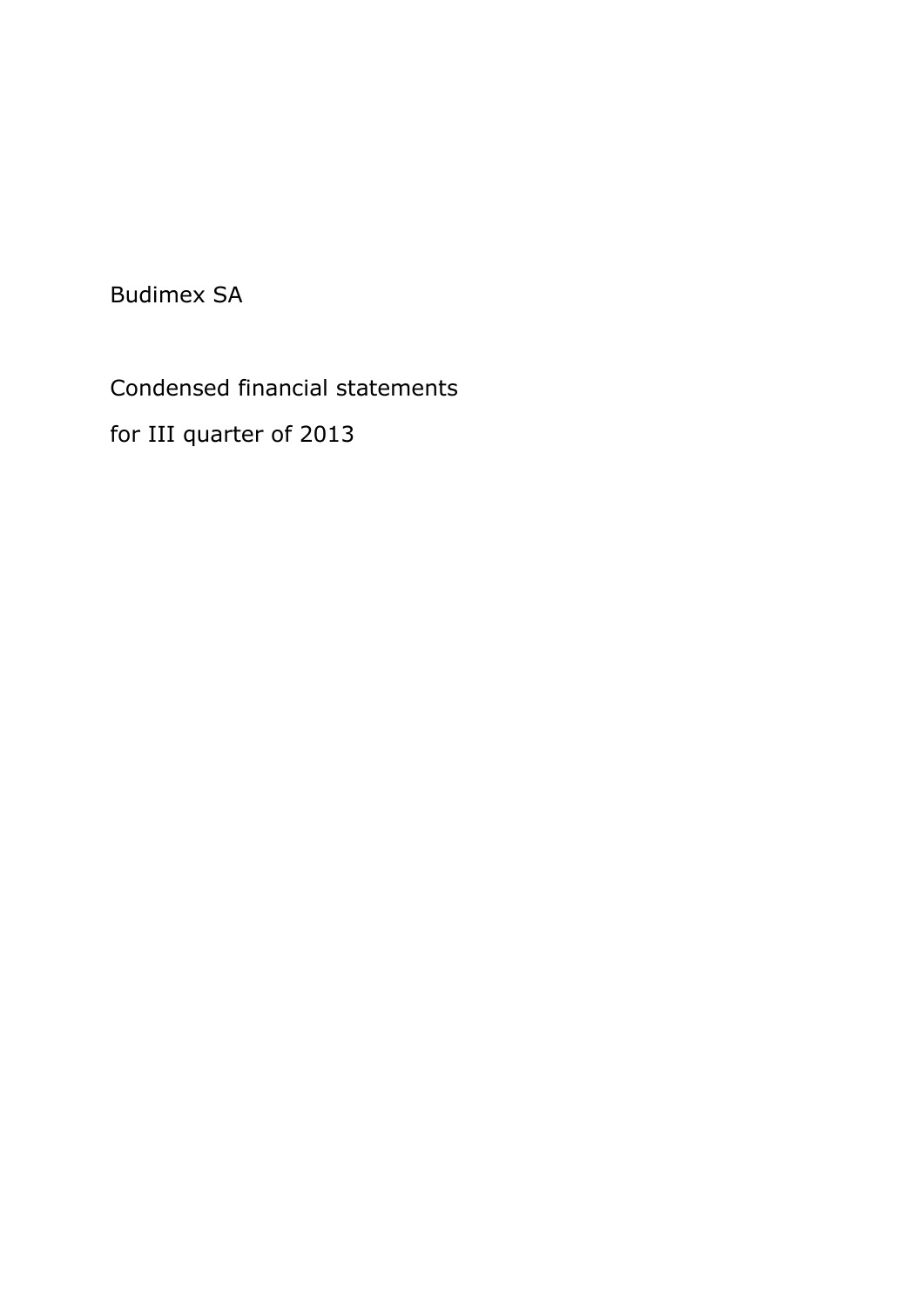Budimex SA

Condensed financial statements

for III quarter of 2013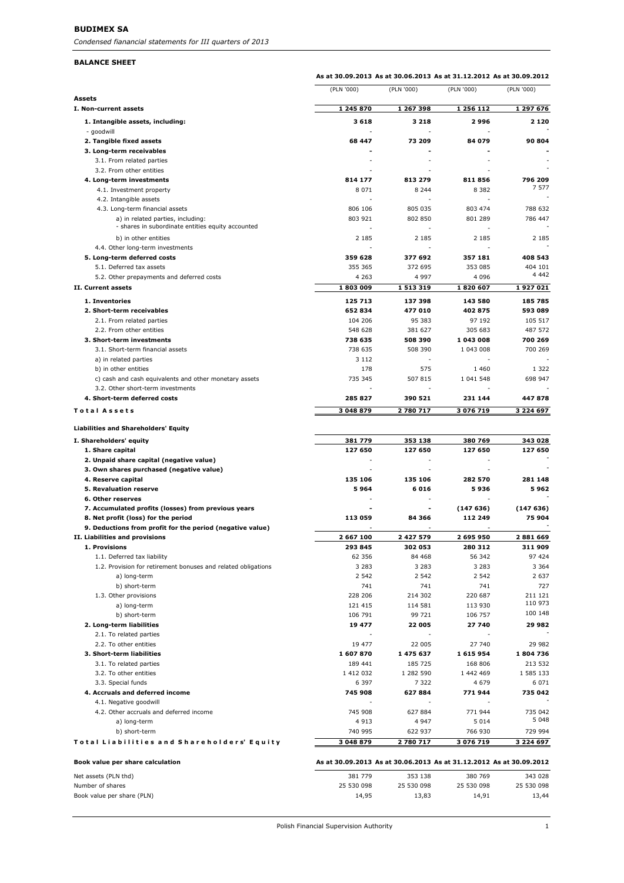**BUDIMEX SA**

*Condensed fianancial statements for III quarters of 2013*

**BALANCE SHEET**

| | As at 30.09.2013 | As at 30.06.2013 | As at 31.12.2012 | As at 30.09.2012 |
|---|---|---|---|---|
| | (PLN '000) | (PLN '000) | (PLN '000) | (PLN '000) |
| **Assets** | | | | |
| **I. Non-current assets** | **1 245 870** | **1 267 398** | **1 256 112** | **1 297 676** |
| **1. Intangible assets, including:** | **3 618** | **3 218** | **2 996** | **2 120** |
| - goodwill | - | - | - | - |
| **2. Tangible fixed assets** | **68 447** | **73 209** | **84 079** | **90 804** |
| **3. Long-term receivables** | **-** | **-** | **-** | **-** |
| 3.1. From related parties | - | - | - | - |
| 3.2. From other entities | - | - | - | - |
| **4. Long-term investments** | **814 177** | **813 279** | **811 856** | **796 209** |
| 4.1. Investment property | 8 071 | 8 244 | 8 382 | 7 577 |
| 4.2. Intangible assets | - | - | - | - |
| 4.3. Long-term financial assets | 806 106 | 805 035 | 803 474 | 788 632 |
| a) in related parties, including: | 803 921 | 802 850 | 801 289 | 786 447 |
| - shares in subordinate entities equity accounted | - | - | - | - |
| b) in other entities | 2 185 | 2 185 | 2 185 | 2 185 |
| 4.4. Other long-term investments | - | - | - | - |
| **5. Long-term deferred costs** | **359 628** | **377 692** | **357 181** | **408 543** |
| 5.1. Deferred tax assets | 355 365 | 372 695 | 353 085 | 404 101 |
| 5.2. Other prepayments and deferred costs | 4 263 | 4 997 | 4 096 | 4 442 |
| **II. Current assets** | **1 803 009** | **1 513 319** | **1 820 607** | **1 927 021** |
| **1. Inventories** | **125 713** | **137 398** | **143 580** | **185 785** |
| **2. Short-term receivables** | **652 834** | **477 010** | **402 875** | **593 089** |
| 2.1. From related parties | 104 206 | 95 383 | 97 192 | 105 517 |
| 2.2. From other entities | 548 628 | 381 627 | 305 683 | 487 572 |
| **3. Short-term investments** | **738 635** | **508 390** | **1 043 008** | **700 269** |
| 3.1. Short-term financial assets | 738 635 | 508 390 | 1 043 008 | 700 269 |
| a) in related parties | 3 112 | - | - | - |
| b) in other entities | 178 | 575 | 1 460 | 1 322 |
| c) cash and cash equivalents and other monetary assets | 735 345 | 507 815 | 1 041 548 | 698 947 |
| 3.2. Other short-term investments | - | - | - | - |
| **4. Short-term deferred costs** | **285 827** | **390 521** | **231 144** | **447 878** |
| **Total Assets** | **3 048 879** | **2 780 717** | **3 076 719** | **3 224 697** |
| **Liabilities and Shareholders' Equity** | | | | |
| **I. Shareholders' equity** | **381 779** | **353 138** | **380 769** | **343 028** |
| **1. Share capital** | **127 650** | **127 650** | **127 650** | **127 650** |
| **2. Unpaid share capital (negative value)** | - | - | - | - |
| **3. Own shares purchased (negative value)** | - | - | - | - |
| **4. Reserve capital** | **135 106** | **135 106** | **282 570** | **281 148** |
| **5. Revaluation reserve** | **5 964** | **6 016** | **5 936** | **5 962** |
| **6. Other reserves** | - | - | - | - |
| **7. Accumulated profits (losses) from previous years** | **-** | **-** | **(147 636)** | **(147 636)** |
| **8. Net profit (loss) for the period** | **113 059** | **84 366** | **112 249** | **75 904** |
| **9. Deductions from profit for the period (negative value)** | - | - | - | - |
| **II. Liabilities and provisions** | **2 667 100** | **2 427 579** | **2 695 950** | **2 881 669** |
| **1. Provisions** | **293 845** | **302 053** | **280 312** | **311 909** |
| 1.1. Deferred tax liability | 62 356 | 84 468 | 56 342 | 97 424 |
| 1.2. Provision for retirement bonuses and related obligations | 3 283 | 3 283 | 3 283 | 3 364 |
| a) long-term | 2 542 | 2 542 | 2 542 | 2 637 |
| b) short-term | 741 | 741 | 741 | 727 |
| 1.3. Other provisions | 228 206 | 214 302 | 220 687 | 211 121 |
| a) long-term | 121 415 | 114 581 | 113 930 | 110 973 |
| b) short-term | 106 791 | 99 721 | 106 757 | 100 148 |
| **2. Long-term liabilities** | **19 477** | **22 005** | **27 740** | **29 982** |
| 2.1. To related parties | - | - | - | - |
| 2.2. To other entities | 19 477 | 22 005 | 27 740 | 29 982 |
| **3. Short-term liabilities** | **1 607 870** | **1 475 637** | **1 615 954** | **1 804 736** |
| 3.1. To related parties | 189 441 | 185 725 | 168 806 | 213 532 |
| 3.2. To other entities | 1 412 032 | 1 282 590 | 1 442 469 | 1 585 133 |
| 3.3. Special funds | 6 397 | 7 322 | 4 679 | 6 071 |
| **4. Accruals and deferred income** | **745 908** | **627 884** | **771 944** | **735 042** |
| 4.1. Negative goodwill | - | - | - | - |
| 4.2. Other accruals and deferred income | 745 908 | 627 884 | 771 944 | 735 042 |
| a) long-term | 4 913 | 4 947 | 5 014 | 5 048 |
| b) short-term | 740 995 | 622 937 | 766 930 | 729 994 |
| **Total Liabilities and Shareholders' Equity** | **3 048 879** | **2 780 717** | **3 076 719** | **3 224 697** |

| **Book value per share calculation** | As at 30.09.2013 | As at 30.06.2013 | As at 31.12.2012 | As at 30.09.2012 |
|---|---|---|---|---|
| Net assets (PLN thd) | 381 779 | 353 138 | 380 769 | 343 028 |
| Number of shares | 25 530 098 | 25 530 098 | 25 530 098 | 25 530 098 |
| Book value per share (PLN) | 14,95 | 13,83 | 14,91 | 13,44 |

Polish Financial Supervision Authority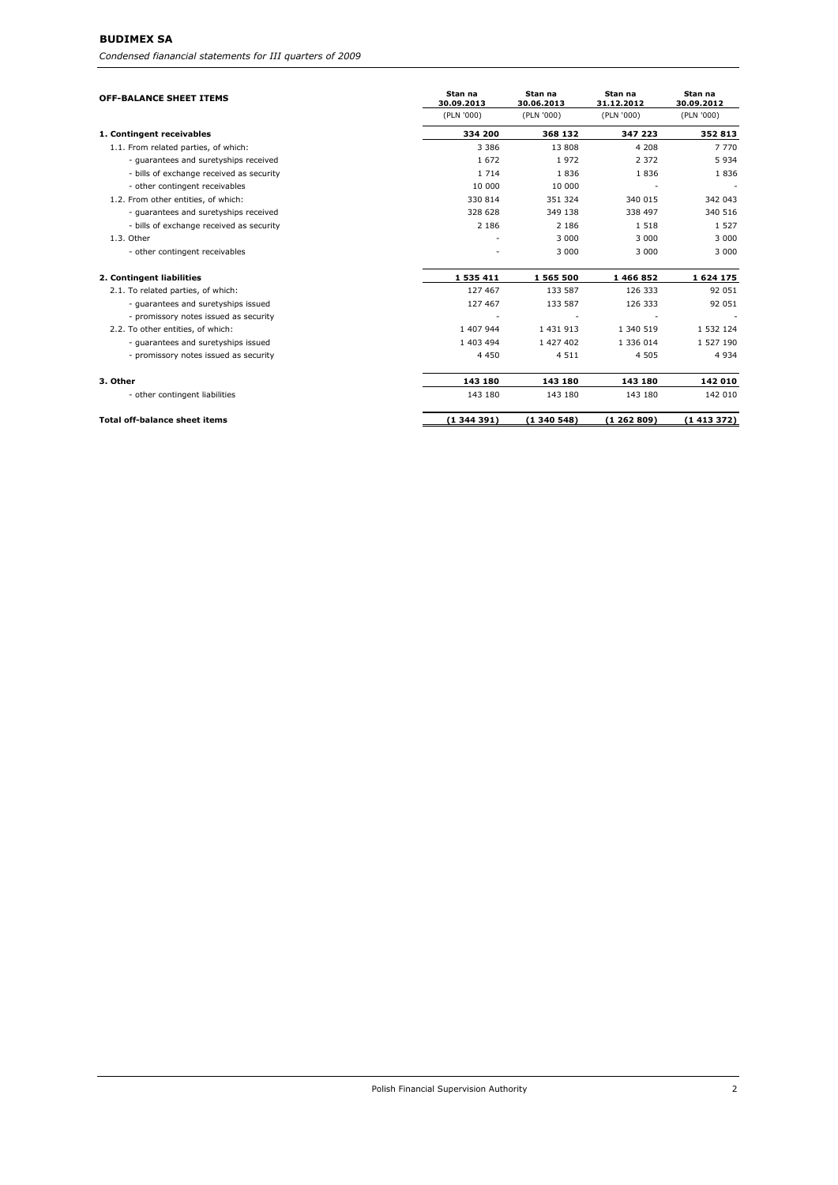**BUDIMEX SA**

*Condensed fianancial statements for III quarters of 2009*

| OFF-BALANCE SHEET ITEMS | Stan na 30.09.2013 | Stan na 30.06.2013 | Stan na 31.12.2012 | Stan na 30.09.2012 |
|---|---|---|---|---|
| | (PLN '000) | (PLN '000) | (PLN '000) | (PLN '000) |
| **1. Contingent receivables** | **334 200** | **368 132** | **347 223** | **352 813** |
| 1.1. From related parties, of which: | 3 386 | 13 808 | 4 208 | 7 770 |
| - guarantees and suretyships received | 1 672 | 1 972 | 2 372 | 5 934 |
| - bills of exchange received as security | 1 714 | 1 836 | 1 836 | 1 836 |
| - other contingent receivables | 10 000 | 10 000 | - | - |
| 1.2. From other entities, of which: | 330 814 | 351 324 | 340 015 | 342 043 |
| - guarantees and suretyships received | 328 628 | 349 138 | 338 497 | 340 516 |
| - bills of exchange received as security | 2 186 | 2 186 | 1 518 | 1 527 |
| 1.3. Other | - | 3 000 | 3 000 | 3 000 |
| - other contingent receivables | - | 3 000 | 3 000 | 3 000 |
| **2. Contingent liabilities** | **1 535 411** | **1 565 500** | **1 466 852** | **1 624 175** |
| 2.1. To related parties, of which: | 127 467 | 133 587 | 126 333 | 92 051 |
| - guarantees and suretyships issued | 127 467 | 133 587 | 126 333 | 92 051 |
| - promissory notes issued as security | - | - | - | - |
| 2.2. To other entities, of which: | 1 407 944 | 1 431 913 | 1 340 519 | 1 532 124 |
| - guarantees and suretyships issued | 1 403 494 | 1 427 402 | 1 336 014 | 1 527 190 |
| - promissory notes issued as security | 4 450 | 4 511 | 4 505 | 4 934 |
| **3. Other** | **143 180** | **143 180** | **143 180** | **142 010** |
| - other contingent liabilities | 143 180 | 143 180 | 143 180 | 142 010 |
| **Total off-balance sheet items** | **(1 344 391)** | **(1 340 548)** | **(1 262 809)** | **(1 413 372)** |

Polish Financial Supervision Authority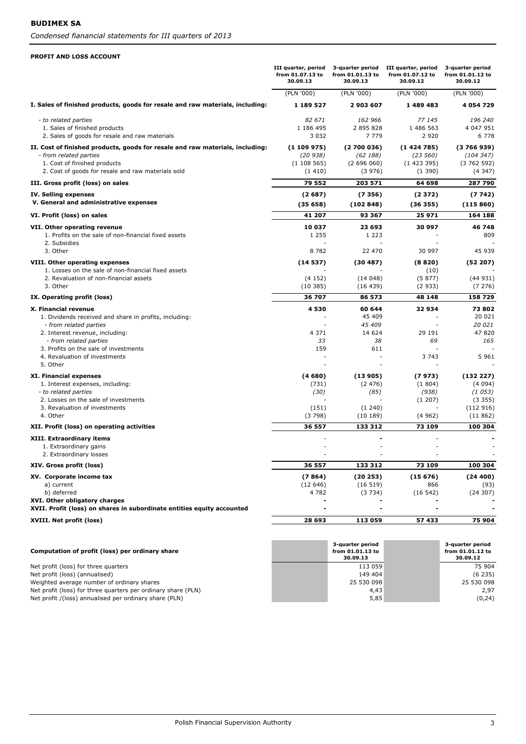**BUDIMEX SA**

*Condensed fianancial statements for III quarters of 2013*

**PROFIT AND LOSS ACCOUNT**

| | III quarter, period from 01.07.13 to 30.09.13 | 3-quarter period from 01.01.13 to 30.09.13 | III quarter, period from 01.07.12 to 30.09.12 | 3-quarter period from 01.01.12 to 30.09.12 |
|---|---|---|---|---|
| | (PLN '000) | (PLN '000) | (PLN '000) | (PLN '000) |
| **I. Sales of finished products, goods for resale and raw materials, including:** | **1 189 527** | **2 903 607** | **1 489 483** | **4 054 729** |
| *- to related parties* | *82 671* | *162 966* | *77 145* | *196 240* |
| 1. Sales of finished products | 1 186 495 | 2 895 828 | 1 486 563 | 4 047 951 |
| 2. Sales of goods for resale and raw materials | 3 032 | 7 779 | 2 920 | 6 778 |
| **II. Cost of finished products, goods for resale and raw materials, including:** | **(1 109 975)** | **(2 700 036)** | **(1 424 785)** | **(3 766 939)** |
| *- from related parties* | *(20 938)* | *(62 188)* | *(23 560)* | *(104 347)* |
| 1. Cost of finished products | (1 108 565) | (2 696 060) | (1 423 395) | (3 762 592) |
| 2. Cost of goods for resale and raw materials sold | (1 410) | (3 976) | (1 390) | (4 347) |
| **III. Gross profit (loss) on sales** | **79 552** | **203 571** | **64 698** | **287 790** |
| **IV. Selling expenses** | **(2 687)** | **(7 356)** | **(2 372)** | **(7 742)** |
| **V. General and administrative expenses** | **(35 658)** | **(102 848)** | **(36 355)** | **(115 860)** |
| **VI. Profit (loss) on sales** | **41 207** | **93 367** | **25 971** | **164 188** |
| **VII. Other operating revenue** | **10 037** | **23 693** | **30 997** | **46 748** |
| 1. Profits on the sale of non-financial fixed assets | 1 255 | 1 223 | - | 809 |
| 2. Subsidies | - | - | - | - |
| 3. Other | 8 782 | 22 470 | 30 997 | 45 939 |
| **VIII. Other operating expenses** | **(14 537)** | **(30 487)** | **(8 820)** | **(52 207)** |
| 1. Losses on the sale of non-financial fixed assets | - | - | (10) | - |
| 2. Revaluation of non-financial assets | (4 152) | (14 048) | (5 877) | (44 931) |
| 3. Other | (10 385) | (16 439) | (2 933) | (7 276) |
| **IX. Operating profit (loss)** | **36 707** | **86 573** | **48 148** | **158 729** |
| **X. Financial revenue** | **4 530** | **60 644** | **32 934** | **73 802** |
| 1. Dividends received and share in profits, including: | - | 45 409 | - | 20 021 |
| *- from related parties* | - | *45 409* | - | *20 021* |
| 2. Interest revenue, including: | 4 371 | 14 624 | 29 191 | 47 820 |
| *- from related parties* | *33* | *38* | *69* | *165* |
| 3. Profits on the sale of investments | 159 | 611 | - | - |
| 4. Revaluation of investments | - | - | 3 743 | 5 961 |
| 5. Other | - | - | - | - |
| **XI. Financial expenses** | **(4 680)** | **(13 905)** | **(7 973)** | **(132 227)** |
| 1. Interest expenses, including: | (731) | (2 476) | (1 804) | (4 094) |
| *- to related parties* | *(30)* | *(85)* | *(938)* | *(1 053)* |
| 2. Losses on the sale of investments | - | - | (1 207) | (3 355) |
| 3. Revaluation of investments | (151) | (1 240) | - | (112 916) |
| 4. Other | (3 798) | (10 189) | (4 962) | (11 862) |
| **XII. Profit (loss) on operating activities** | **36 557** | **133 312** | **73 109** | **100 304** |
| **XIII. Extraordinary items** | - | **-** | - | **-** |
| 1. Extraordinary gains | - | - | - | - |
| 2. Extraordinary losses | - | - | - | - |
| **XIV. Gross profit (loss)** | **36 557** | **133 312** | **73 109** | **100 304** |
| **XV. Corporate income tax** | **(7 864)** | **(20 253)** | **(15 676)** | **(24 400)** |
| a) current | (12 646) | (16 519) | 866 | (93) |
| b) deferred | 4 782 | (3 734) | (16 542) | (24 307) |
| **XVI. Other obligatory charges** | **-** | **-** | **-** | **-** |
| **XVII. Profit (loss) on shares in subordinate entities equity accounted** | **-** | **-** | **-** | **-** |
| **XVIII. Net profit (loss)** | **28 693** | **113 059** | **57 433** | **75 904** |

| **Computation of profit (loss) per ordinary share** | | 3-quarter period from 01.01.13 to 30.09.13 | | 3-quarter period from 01.01.12 to 30.09.12 |
|---|---|---|---|---|
| Net profit (loss) for three quarters | | 113 059 | | 75 904 |
| Net profit (loss) (annualised) | | 149 404 | | (6 235) |
| Weighted average number of ordinary shares | | 25 530 098 | | 25 530 098 |
| Net profit (loss) for three quarters per ordinary share (PLN) | | 4,43 | | 2,97 |
| Net profit /(loss) annualised per ordinary share (PLN) | | 5,85 | | (0,24) |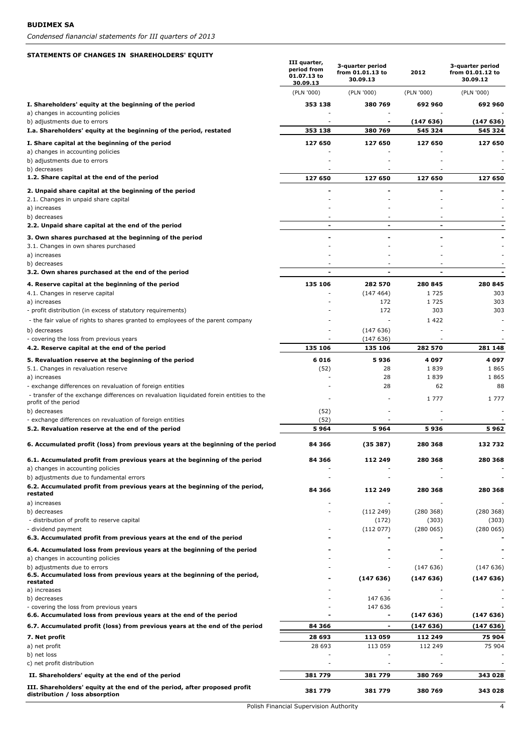**BUDIMEX SA**

*Condensed fianancial statements for III quarters of 2013*

**STATEMENTS OF CHANGES IN SHAREHOLDERS' EQUITY**

| | III quarter, period from 01.07.13 to 30.09.13 | 3-quarter period from 01.01.13 to 30.09.13 | 2012 | 3-quarter period from 01.01.12 to 30.09.12 |
|---|---|---|---|---|
| | (PLN '000) | (PLN '000) | (PLN '000) | (PLN '000) |
| **I. Shareholders' equity at the beginning of the period** | **353 138** | **380 769** | **692 960** | **692 960** |
| a) changes in accounting policies | - | - | - | - |
| b) adjustments due to errors | - | **-** | **(147 636)** | **(147 636)** |
| **I.a. Shareholders' equity at the beginning of the period, restated** | **353 138** | **380 769** | **545 324** | **545 324** |
| **I. Share capital at the beginning of the period** | **127 650** | **127 650** | **127 650** | **127 650** |
| a) changes in accounting policies | - | - | - | - |
| b) adjustments due to errors | - | - | - | - |
| b) decreases | - | - | - | - |
| **1.2. Share capital at the end of the period** | **127 650** | **127 650** | **127 650** | **127 650** |
| **2. Unpaid share capital at the beginning of the period** | **-** | **-** | **-** | **-** |
| 2.1. Changes in unpaid share capital | - | - | - | - |
| a) increases | - | - | - | - |
| b) decreases | - | - | - | - |
| **2.2. Unpaid share capital at the end of the period** | **-** | **-** | **-** | **-** |
| **3. Own shares purchased at the beginning of the period** | **-** | **-** | **-** | **-** |
| 3.1. Changes in own shares purchased | - | - | - | - |
| a) increases | - | - | - | - |
| b) decreases | - | - | - | - |
| **3.2. Own shares purchased at the end of the period** | **-** | **-** | **-** | **-** |
| **4. Reserve capital at the beginning of the period** | **135 106** | **282 570** | **280 845** | **280 845** |
| 4.1. Changes in reserve capital | - | (147 464) | 1 725 | 303 |
| a) increases | - | 172 | 1 725 | 303 |
| - profit distribution (in excess of statutory requirements) | - | 172 | 303 | 303 |
| - the fair value of rights to shares granted to employees of the parent company | - | - | 1 422 | - |
| b) decreases | - | (147 636) | - | - |
| - covering the loss from previous years | - | (147 636) | - | - |
| **4.2. Reserve capital at the end of the period** | **135 106** | **135 106** | **282 570** | **281 148** |
| **5. Revaluation reserve at the beginning of the period** | **6 016** | **5 936** | **4 097** | **4 097** |
| 5.1. Changes in revaluation reserve | (52) | 28 | 1 839 | 1 865 |
| a) increases | - | 28 | 1 839 | 1 865 |
| - exchange differences on revaluation of foreign entities | - | 28 | 62 | 88 |
| - transfer of the exchange differences on revaluation liquidated forein entities to the profit of the period | - | - | 1 777 | 1 777 |
| b) decreases | (52) | - | - | - |
| - exchange differences on revaluation of foreign entities | (52) | - | - | - |
| **5.2. Revaluation reserve at the end of the period** | **5 964** | **5 964** | **5 936** | **5 962** |
| **6. Accumulated profit (loss) from previous years at the beginning of the period** | **84 366** | **(35 387)** | **280 368** | **132 732** |
| **6.1. Accumulated profit from previous years at the beginning of the period** | **84 366** | **112 249** | **280 368** | **280 368** |
| a) changes in accounting policies | - | - | - | - |
| b) adjustments due to fundamental errors | - | - | - | - |
| **6.2. Accumulated profit from previous years at the beginning of the period, restated** | **84 366** | **112 249** | **280 368** | **280 368** |
| a) increases | - | - | - | - |
| b) decreases | - | (112 249) | (280 368) | (280 368) |
| - distribution of profit to reserve capital | | (172) | (303) | (303) |
| - dividend payment | - | (112 077) | (280 065) | (280 065) |
| **6.3. Accumulated profit from previous years at the end of the period** | **-** | **-** | **-** | **-** |
| **6.4. Accumulated loss from previous years at the beginning of the period** | **-** | **-** | **-** | **-** |
| a) changes in accounting policies | - | - | - | - |
| b) adjustments due to errors | - | - | (147 636) | (147 636) |
| **6.5. Accumulated loss from previous years at the beginning of the period, restated** | **-** | **(147 636)** | **(147 636)** | **(147 636)** |
| a) increases | - | - | - | - |
| b) decreases | - | 147 636 | - | - |
| - covering the loss from previous years | - | 147 636 | - | - |
| **6.6. Accumulated loss from previous years at the end of the period** | **-** | **-** | **(147 636)** | **(147 636)** |
| **6.7. Accumulated profit (loss) from previous years at the end of the period** | **84 366** | **-** | **(147 636)** | **(147 636)** |
| **7. Net profit** | **28 693** | **113 059** | **112 249** | **75 904** |
| a) net profit | 28 693 | 113 059 | 112 249 | 75 904 |
| b) net loss | - | - | - | - |
| c) net profit distribution | - | - | - | - |
| **II. Shareholders' equity at the end of the period** | **381 779** | **381 779** | **380 769** | **343 028** |
| **III. Shareholders' equity at the end of the period, after proposed profit distribution / loss absorption** | **381 779** | **381 779** | **380 769** | **343 028** |

Polish Financial Supervision Authority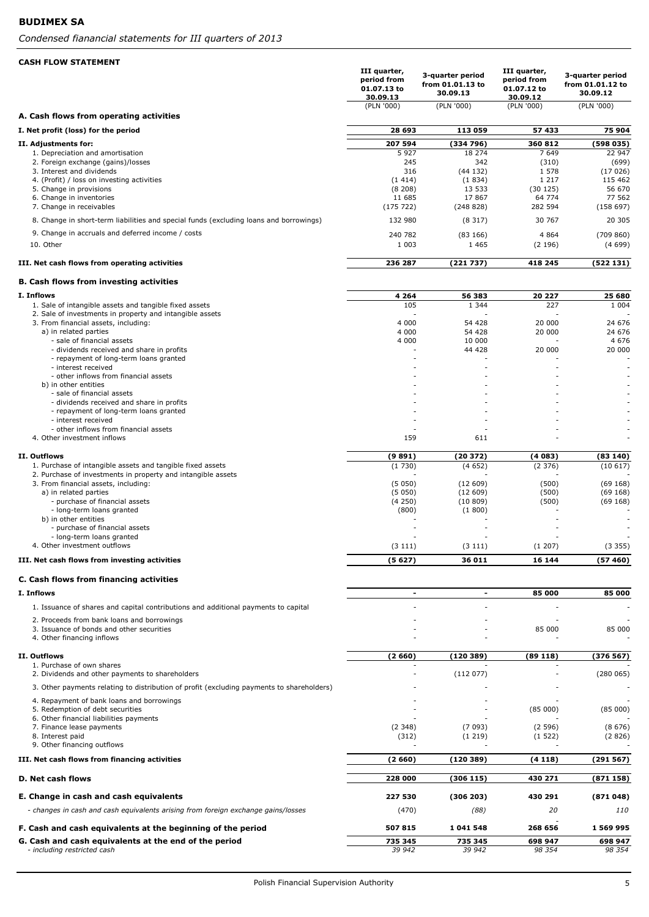# BUDIMEX SA

*Condensed fianancial statements for III quarters of 2013*

**CASH FLOW STATEMENT**

| | III quarter, period from 01.07.13 to 30.09.13 | 3-quarter period from 01.01.13 to 30.09.13 | III quarter, period from 01.07.12 to 30.09.12 | 3-quarter period from 01.01.12 to 30.09.12 |
|---|---|---|---|---|
| | (PLN '000) | (PLN '000) | (PLN '000) | (PLN '000) |
| **A. Cash flows from operating activities** | | | | |
| **I. Net profit (loss) for the period** | **28 693** | **113 059** | **57 433** | **75 904** |
| **II. Adjustments for:** | **207 594** | **(334 796)** | **360 812** | **(598 035)** |
| 1. Depreciation and amortisation | 5 927 | 18 274 | 7 649 | 22 947 |
| 2. Foreign exchange (gains)/losses | 245 | 342 | (310) | (699) |
| 3. Interest and dividends | 316 | (44 132) | 1 578 | (17 026) |
| 4. (Profit) / loss on investing activities | (1 414) | (1 834) | 1 217 | 115 462 |
| 5. Change in provisions | (8 208) | 13 533 | (30 125) | 56 670 |
| 6. Change in inventories | 11 685 | 17 867 | 64 774 | 77 562 |
| 7. Change in receivables | (175 722) | (248 828) | 282 594 | (158 697) |
| 8. Change in short-term liabilities and special funds (excluding loans and borrowings) | 132 980 | (8 317) | 30 767 | 20 305 |
| 9. Change in accruals and deferred income / costs | 240 782 | (83 166) | 4 864 | (709 860) |
| 10. Other | 1 003 | 1 465 | (2 196) | (4 699) |
| **III. Net cash flows from operating activities** | **236 287** | **(221 737)** | **418 245** | **(522 131)** |
| **B. Cash flows from investing activities** | | | | |
| **I. Inflows** | **4 264** | **56 383** | **20 227** | **25 680** |
| 1. Sale of intangible assets and tangible fixed assets | 105 | 1 344 | 227 | 1 004 |
| 2. Sale of investments in property and intangible assets | - | - | - | - |
| 3. From financial assets, including: | 4 000 | 54 428 | 20 000 | 24 676 |
| a) in related parties | 4 000 | 54 428 | 20 000 | 24 676 |
| - sale of financial assets | 4 000 | 10 000 | - | 4 676 |
| - dividends received and share in profits | - | 44 428 | 20 000 | 20 000 |
| - repayment of long-term loans granted | - | - | - | - |
| - interest received | - | - | - | - |
| - other inflows from financial assets | - | - | - | - |
| b) in other entities | - | - | - | - |
| - sale of financial assets | - | - | - | - |
| - dividends received and share in profits | - | - | - | - |
| - repayment of long-term loans granted | - | - | - | - |
| - interest received | - | - | - | - |
| - other inflows from financial assets | - | - | - | - |
| 4. Other investment inflows | 159 | 611 | - | - |
| **II. Outflows** | **(9 891)** | **(20 372)** | **(4 083)** | **(83 140)** |
| 1. Purchase of intangible assets and tangible fixed assets | (1 730) | (4 652) | (2 376) | (10 617) |
| 2. Purchase of investments in property and intangible assets | - | - | - | - |
| 3. From financial assets, including: | (5 050) | (12 609) | (500) | (69 168) |
| a) in related parties | (5 050) | (12 609) | (500) | (69 168) |
| - purchase of financial assets | (4 250) | (10 809) | (500) | (69 168) |
| - long-term loans granted | (800) | (1 800) | - | - |
| b) in other entities | - | - | - | - |
| - purchase of financial assets | - | - | - | - |
| - long-term loans granted | - | - | - | - |
| 4. Other investment outflows | (3 111) | (3 111) | (1 207) | (3 355) |
| **III. Net cash flows from investing activities** | **(5 627)** | **36 011** | **16 144** | **(57 460)** |
| **C. Cash flows from financing activities** | | | | |
| **I. Inflows** | **-** | **-** | **85 000** | **85 000** |
| 1. Issuance of shares and capital contributions and additional payments to capital | - | - | - | - |
| 2. Proceeds from bank loans and borrowings | - | - | - | - |
| 3. Issuance of bonds and other securities | - | - | 85 000 | 85 000 |
| 4. Other financing inflows | - | - | - | - |
| **II. Outflows** | **(2 660)** | **(120 389)** | **(89 118)** | **(376 567)** |
| 1. Purchase of own shares | - | - | - | - |
| 2. Dividends and other payments to shareholders | - | (112 077) | - | (280 065) |
| 3. Other payments relating to distribution of profit (excluding payments to shareholders) | - | - | - | - |
| 4. Repayment of bank loans and borrowings | - | - | - | - |
| 5. Redemption of debt securities | - | - | (85 000) | (85 000) |
| 6. Other financial liabilities payments | - | - | - | - |
| 7. Finance lease payments | (2 348) | (7 093) | (2 596) | (8 676) |
| 8. Interest paid | (312) | (1 219) | (1 522) | (2 826) |
| 9. Other financing outflows | - | - | - | - |
| **III. Net cash flows from financing activities** | **(2 660)** | **(120 389)** | **(4 118)** | **(291 567)** |
| **D. Net cash flows** | **228 000** | **(306 115)** | **430 271** | **(871 158)** |
| **E. Change in cash and cash equivalents** | **227 530** | **(306 203)** | **430 291** | **(871 048)** |
| *- changes in cash and cash equivalents arising from foreign exchange gains/losses* | (470) | *(88)* | *20* | *110* |
| **F. Cash and cash equivalents at the beginning of the period** | **507 815** | **1 041 548** | **268 656** | **1 569 995** |
| **G. Cash and cash equivalents at the end of the period** | **735 345** | **735 345** | **698 947** | **698 947** |
| *- including restricted cash* | *39 942* | *39 942* | *98 354* | *98 354* |

Polish Financial Supervision Authority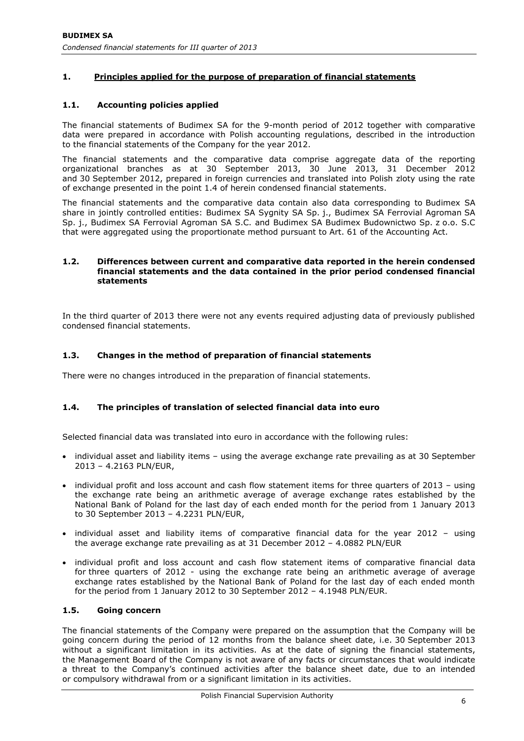## 1. Principles applied for the purpose of preparation of financial statements

### 1.1. Accounting policies applied

The financial statements of Budimex SA for the 9-month period of 2012 together with comparative data were prepared in accordance with Polish accounting regulations, described in the introduction to the financial statements of the Company for the year 2012.

The financial statements and the comparative data comprise aggregate data of the reporting organizational branches as at 30 September 2013, 30 June 2013, 31 December 2012 and 30 September 2012, prepared in foreign currencies and translated into Polish zloty using the rate of exchange presented in the point 1.4 of herein condensed financial statements.

The financial statements and the comparative data contain also data corresponding to Budimex SA share in jointly controlled entities: Budimex SA Sygnity SA Sp. j., Budimex SA Ferrovial Agroman SA Sp. j., Budimex SA Ferrovial Agroman SA S.C. and Budimex SA Budimex Budownictwo Sp. z o.o. S.C that were aggregated using the proportionate method pursuant to Art. 61 of the Accounting Act.

### 1.2. Differences between current and comparative data reported in the herein condensed financial statements and the data contained in the prior period condensed financial statements

In the third quarter of 2013 there were not any events required adjusting data of previously published condensed financial statements.

### 1.3. Changes in the method of preparation of financial statements

There were no changes introduced in the preparation of financial statements.

### 1.4. The principles of translation of selected financial data into euro

Selected financial data was translated into euro in accordance with the following rules:

- individual asset and liability items – using the average exchange rate prevailing as at 30 September 2013 – 4.2163 PLN/EUR,
- individual profit and loss account and cash flow statement items for three quarters of 2013 – using the exchange rate being an arithmetic average of average exchange rates established by the National Bank of Poland for the last day of each ended month for the period from 1 January 2013 to 30 September 2013 – 4.2231 PLN/EUR,
- individual asset and liability items of comparative financial data for the year 2012 – using the average exchange rate prevailing as at 31 December 2012 – 4.0882 PLN/EUR
- individual profit and loss account and cash flow statement items of comparative financial data for three quarters of 2012 - using the exchange rate being an arithmetic average of average exchange rates established by the National Bank of Poland for the last day of each ended month for the period from 1 January 2012 to 30 September 2012 – 4.1948 PLN/EUR.

### 1.5. Going concern

The financial statements of the Company were prepared on the assumption that the Company will be going concern during the period of 12 months from the balance sheet date, i.e. 30 September 2013 without a significant limitation in its activities. As at the date of signing the financial statements, the Management Board of the Company is not aware of any facts or circumstances that would indicate a threat to the Company's continued activities after the balance sheet date, due to an intended or compulsory withdrawal from or a significant limitation in its activities.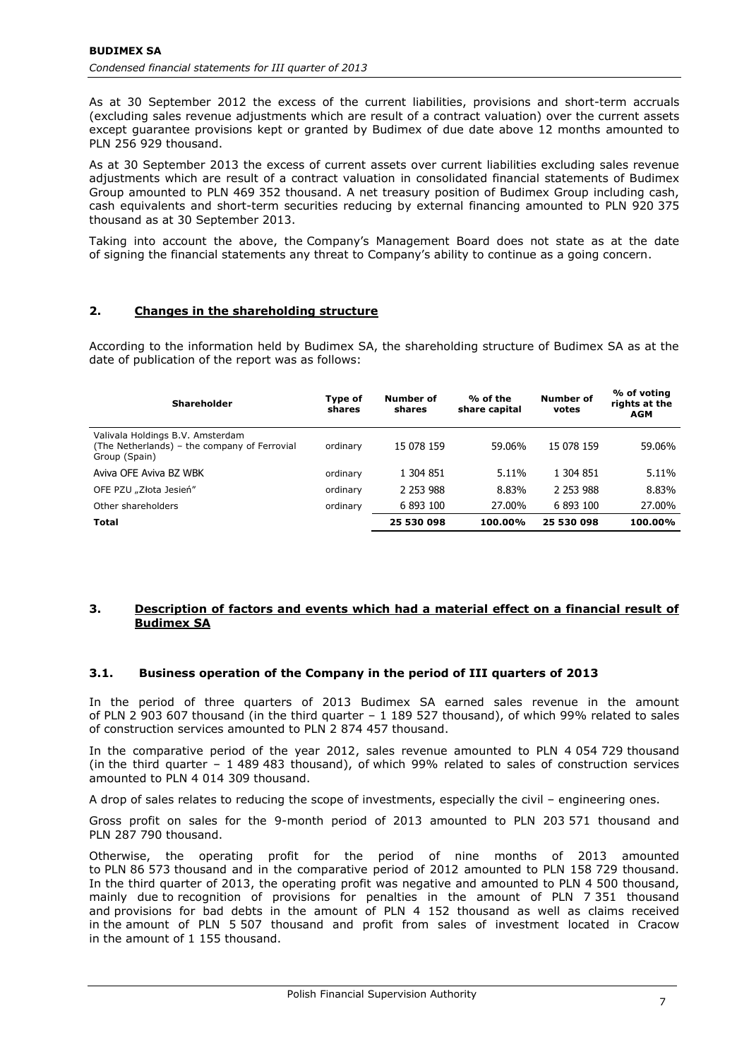As at 30 September 2012 the excess of the current liabilities, provisions and short-term accruals (excluding sales revenue adjustments which are result of a contract valuation) over the current assets except guarantee provisions kept or granted by Budimex of due date above 12 months amounted to PLN 256 929 thousand.

As at 30 September 2013 the excess of current assets over current liabilities excluding sales revenue adjustments which are result of a contract valuation in consolidated financial statements of Budimex Group amounted to PLN 469 352 thousand. A net treasury position of Budimex Group including cash, cash equivalents and short-term securities reducing by external financing amounted to PLN 920 375 thousand as at 30 September 2013.

Taking into account the above, the Company's Management Board does not state as at the date of signing the financial statements any threat to Company's ability to continue as a going concern.

## 2. Changes in the shareholding structure

According to the information held by Budimex SA, the shareholding structure of Budimex SA as at the date of publication of the report was as follows:

| Shareholder | Type of shares | Number of shares | % of the share capital | Number of votes | % of voting rights at the AGM |
|---|---|---|---|---|---|
| Valivala Holdings B.V. Amsterdam (The Netherlands) – the company of Ferrovial Group (Spain) | ordinary | 15 078 159 | 59.06% | 15 078 159 | 59.06% |
| Aviva OFE Aviva BZ WBK | ordinary | 1 304 851 | 5.11% | 1 304 851 | 5.11% |
| OFE PZU „Złota Jesień" | ordinary | 2 253 988 | 8.83% | 2 253 988 | 8.83% |
| Other shareholders | ordinary | 6 893 100 | 27.00% | 6 893 100 | 27.00% |
| **Total** | | **25 530 098** | **100.00%** | **25 530 098** | **100.00%** |

## 3. Description of factors and events which had a material effect on a financial result of Budimex SA

### 3.1. Business operation of the Company in the period of III quarters of 2013

In the period of three quarters of 2013 Budimex SA earned sales revenue in the amount of PLN 2 903 607 thousand (in the third quarter – 1 189 527 thousand), of which 99% related to sales of construction services amounted to PLN 2 874 457 thousand.

In the comparative period of the year 2012, sales revenue amounted to PLN 4 054 729 thousand (in the third quarter – 1 489 483 thousand), of which 99% related to sales of construction services amounted to PLN 4 014 309 thousand.

A drop of sales relates to reducing the scope of investments, especially the civil – engineering ones.

Gross profit on sales for the 9-month period of 2013 amounted to PLN 203 571 thousand and PLN 287 790 thousand.

Otherwise, the operating profit for the period of nine months of 2013 amounted to PLN 86 573 thousand and in the comparative period of 2012 amounted to PLN 158 729 thousand. In the third quarter of 2013, the operating profit was negative and amounted to PLN 4 500 thousand, mainly due to recognition of provisions for penalties in the amount of PLN 7 351 thousand and provisions for bad debts in the amount of PLN 4 152 thousand as well as claims received in the amount of PLN 5 507 thousand and profit from sales of investment located in Cracow in the amount of 1 155 thousand.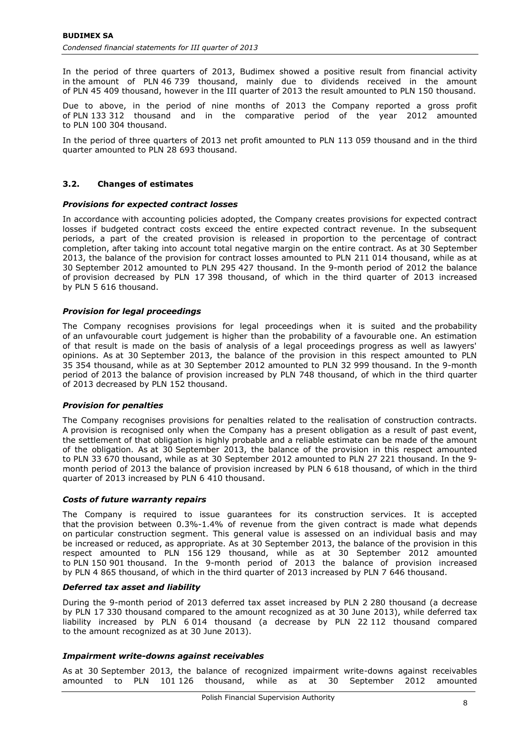In the period of three quarters of 2013, Budimex showed a positive result from financial activity in the amount of PLN 46 739 thousand, mainly due to dividends received in the amount of PLN 45 409 thousand, however in the III quarter of 2013 the result amounted to PLN 150 thousand.

Due to above, in the period of nine months of 2013 the Company reported a gross profit of PLN 133 312 thousand and in the comparative period of the year 2012 amounted to PLN 100 304 thousand.

In the period of three quarters of 2013 net profit amounted to PLN 113 059 thousand and in the third quarter amounted to PLN 28 693 thousand.

### 3.2. Changes of estimates

***Provisions for expected contract losses***

In accordance with accounting policies adopted, the Company creates provisions for expected contract losses if budgeted contract costs exceed the entire expected contract revenue. In the subsequent periods, a part of the created provision is released in proportion to the percentage of contract completion, after taking into account total negative margin on the entire contract. As at 30 September 2013, the balance of the provision for contract losses amounted to PLN 211 014 thousand, while as at 30 September 2012 amounted to PLN 295 427 thousand. In the 9-month period of 2012 the balance of provision decreased by PLN 17 398 thousand, of which in the third quarter of 2013 increased by PLN 5 616 thousand.

***Provision for legal proceedings***

The Company recognises provisions for legal proceedings when it is suited and the probability of an unfavourable court judgement is higher than the probability of a favourable one. An estimation of that result is made on the basis of analysis of a legal proceedings progress as well as lawyers' opinions. As at 30 September 2013, the balance of the provision in this respect amounted to PLN 35 354 thousand, while as at 30 September 2012 amounted to PLN 32 999 thousand. In the 9-month period of 2013 the balance of provision increased by PLN 748 thousand, of which in the third quarter of 2013 decreased by PLN 152 thousand.

***Provision for penalties***

The Company recognises provisions for penalties related to the realisation of construction contracts. A provision is recognised only when the Company has a present obligation as a result of past event, the settlement of that obligation is highly probable and a reliable estimate can be made of the amount of the obligation. As at 30 September 2013, the balance of the provision in this respect amounted to PLN 33 670 thousand, while as at 30 September 2012 amounted to PLN 27 221 thousand. In the 9-month period of 2013 the balance of provision increased by PLN 6 618 thousand, of which in the third quarter of 2013 increased by PLN 6 410 thousand.

***Costs of future warranty repairs***

The Company is required to issue guarantees for its construction services. It is accepted that the provision between 0.3%-1.4% of revenue from the given contract is made what depends on particular construction segment. This general value is assessed on an individual basis and may be increased or reduced, as appropriate. As at 30 September 2013, the balance of the provision in this respect amounted to PLN 156 129 thousand, while as at 30 September 2012 amounted to PLN 150 901 thousand. In the 9-month period of 2013 the balance of provision increased by PLN 4 865 thousand, of which in the third quarter of 2013 increased by PLN 7 646 thousand.

***Deferred tax asset and liability***

During the 9-month period of 2013 deferred tax asset increased by PLN 2 280 thousand (a decrease by PLN 17 330 thousand compared to the amount recognized as at 30 June 2013), while deferred tax liability increased by PLN 6 014 thousand (a decrease by PLN 22 112 thousand compared to the amount recognized as at 30 June 2013).

***Impairment write-downs against receivables***

As at 30 September 2013, the balance of recognized impairment write-downs against receivables amounted to PLN 101 126 thousand, while as at 30 September 2012 amounted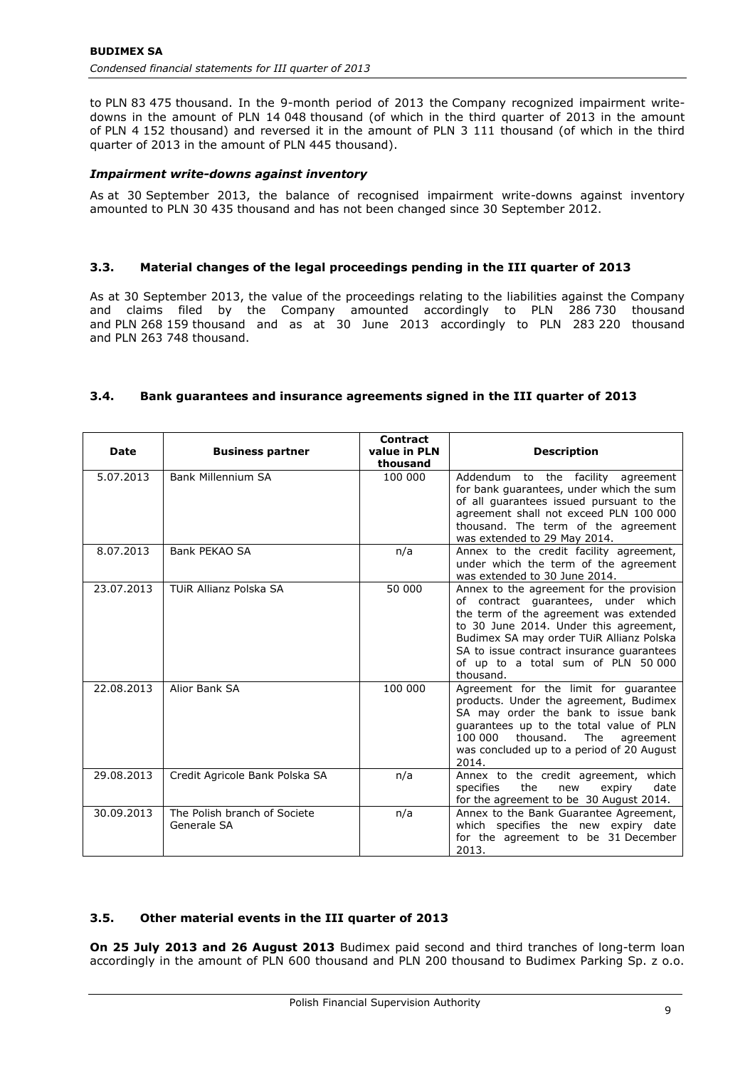to PLN 83 475 thousand. In the 9-month period of 2013 the Company recognized impairment write-downs in the amount of PLN 14 048 thousand (of which in the third quarter of 2013 in the amount of PLN 4 152 thousand) and reversed it in the amount of PLN 3 111 thousand (of which in the third quarter of 2013 in the amount of PLN 445 thousand).

### *Impairment write-downs against inventory*

As at 30 September 2013, the balance of recognised impairment write-downs against inventory amounted to PLN 30 435 thousand and has not been changed since 30 September 2012.

## 3.3. Material changes of the legal proceedings pending in the III quarter of 2013

As at 30 September 2013, the value of the proceedings relating to the liabilities against the Company and claims filed by the Company amounted accordingly to PLN 286 730 thousand and PLN 268 159 thousand and as at 30 June 2013 accordingly to PLN 283 220 thousand and PLN 263 748 thousand.

## 3.4. Bank guarantees and insurance agreements signed in the III quarter of 2013

| Date | Business partner | Contract value in PLN thousand | Description |
|---|---|---|---|
| 5.07.2013 | Bank Millennium SA | 100 000 | Addendum to the facility agreement for bank guarantees, under which the sum of all guarantees issued pursuant to the agreement shall not exceed PLN 100 000 thousand. The term of the agreement was extended to 29 May 2014. |
| 8.07.2013 | Bank PEKAO SA | n/a | Annex to the credit facility agreement, under which the term of the agreement was extended to 30 June 2014. |
| 23.07.2013 | TUiR Allianz Polska SA | 50 000 | Annex to the agreement for the provision of contract guarantees, under which the term of the agreement was extended to 30 June 2014. Under this agreement, Budimex SA may order TUiR Allianz Polska SA to issue contract insurance guarantees of up to a total sum of PLN 50 000 thousand. |
| 22.08.2013 | Alior Bank SA | 100 000 | Agreement for the limit for guarantee products. Under the agreement, Budimex SA may order the bank to issue bank guarantees up to the total value of PLN 100 000 thousand. The agreement was concluded up to a period of 20 August 2014. |
| 29.08.2013 | Credit Agricole Bank Polska SA | n/a | Annex to the credit agreement, which specifies the new expiry date for the agreement to be 30 August 2014. |
| 30.09.2013 | The Polish branch of Societe Generale SA | n/a | Annex to the Bank Guarantee Agreement, which specifies the new expiry date for the agreement to be 31 December 2013. |

## 3.5. Other material events in the III quarter of 2013

**On 25 July 2013 and 26 August 2013** Budimex paid second and third tranches of long-term loan accordingly in the amount of PLN 600 thousand and PLN 200 thousand to Budimex Parking Sp. z o.o.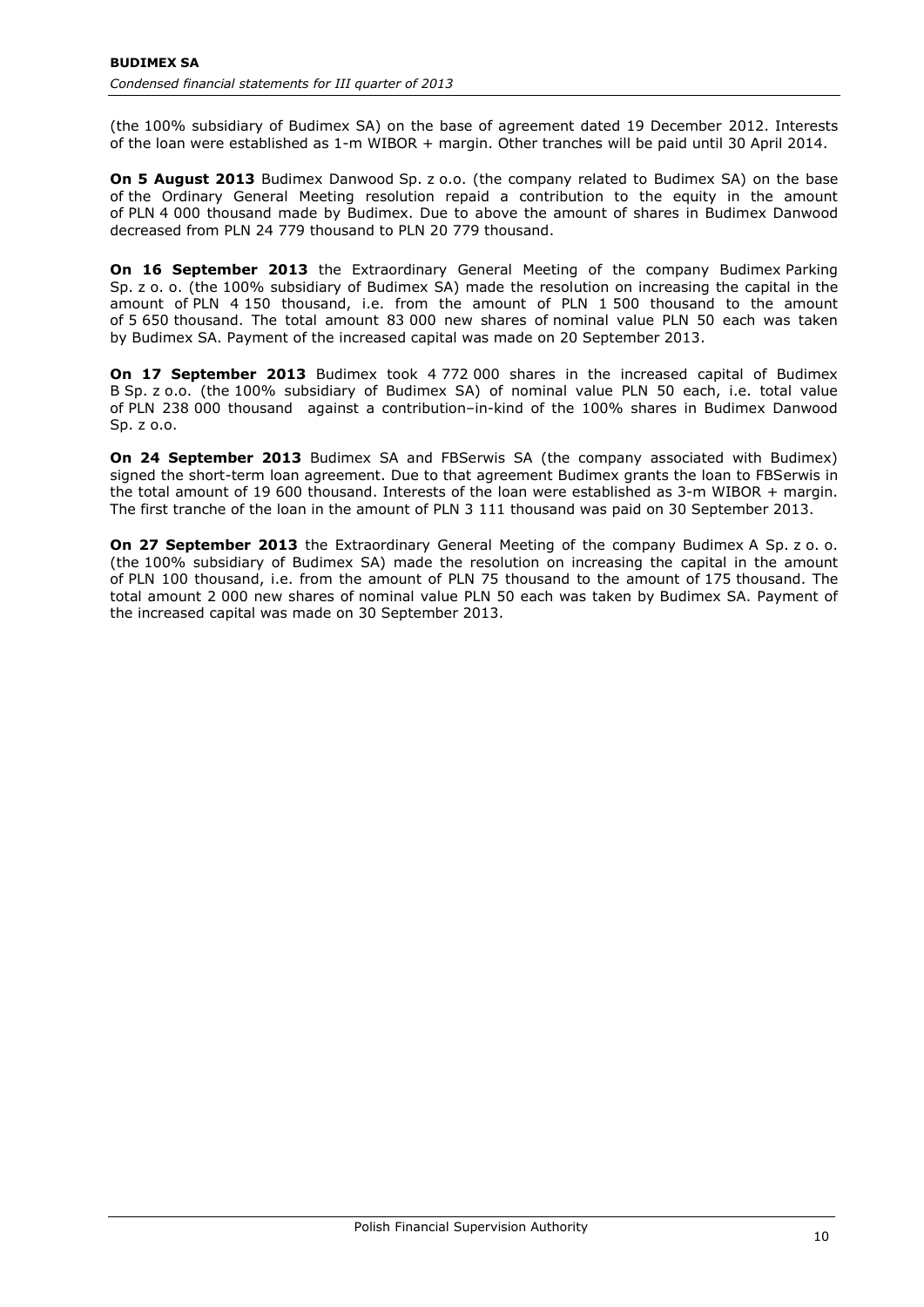(the 100% subsidiary of Budimex SA) on the base of agreement dated 19 December 2012. Interests of the loan were established as 1-m WIBOR + margin. Other tranches will be paid until 30 April 2014.

**On 5 August 2013** Budimex Danwood Sp. z o.o. (the company related to Budimex SA) on the base of the Ordinary General Meeting resolution repaid a contribution to the equity in the amount of PLN 4 000 thousand made by Budimex. Due to above the amount of shares in Budimex Danwood decreased from PLN 24 779 thousand to PLN 20 779 thousand.

**On 16 September 2013** the Extraordinary General Meeting of the company Budimex Parking Sp. z o. o. (the 100% subsidiary of Budimex SA) made the resolution on increasing the capital in the amount of PLN 4 150 thousand, i.e. from the amount of PLN 1 500 thousand to the amount of 5 650 thousand. The total amount 83 000 new shares of nominal value PLN 50 each was taken by Budimex SA. Payment of the increased capital was made on 20 September 2013.

**On 17 September 2013** Budimex took 4 772 000 shares in the increased capital of Budimex B Sp. z o.o. (the 100% subsidiary of Budimex SA) of nominal value PLN 50 each, i.e. total value of PLN 238 000 thousand against a contribution–in-kind of the 100% shares in Budimex Danwood Sp. z o.o.

**On 24 September 2013** Budimex SA and FBSerwis SA (the company associated with Budimex) signed the short-term loan agreement. Due to that agreement Budimex grants the loan to FBSerwis in the total amount of 19 600 thousand. Interests of the loan were established as 3-m WIBOR + margin. The first tranche of the loan in the amount of PLN 3 111 thousand was paid on 30 September 2013.

**On 27 September 2013** the Extraordinary General Meeting of the company Budimex A Sp. z o. o. (the 100% subsidiary of Budimex SA) made the resolution on increasing the capital in the amount of PLN 100 thousand, i.e. from the amount of PLN 75 thousand to the amount of 175 thousand. The total amount 2 000 new shares of nominal value PLN 50 each was taken by Budimex SA. Payment of the increased capital was made on 30 September 2013.